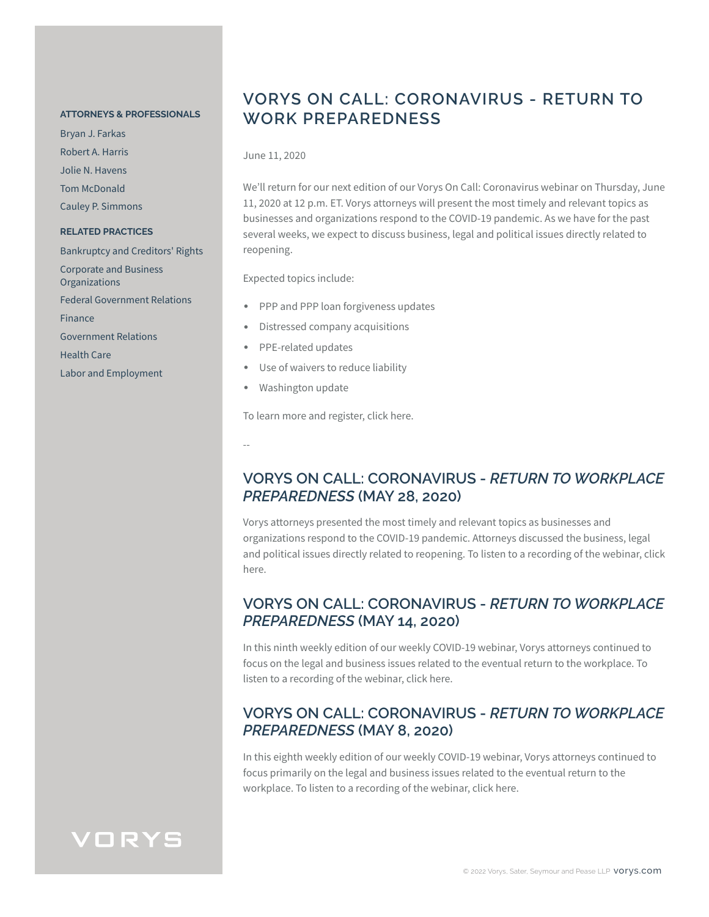# VORYS ON CALL: CORONAVIRUS - RETURN TO WORK PREPAREDNESS

June 11, 2020

We'll return for our next edition of our Vorys On Call: Coronavirus webinar on Thursday, June 11, 2020 at 12 p.m. ET. Vorys attorneys will present the most timely and relevant topics as businesses and organizations respond to the COVID-19 pandemic. As we have for the past several weeks, we expect to discuss business, legal and political issues directly related to reopening.

Expected topics include:

- PPP and PPP loan forgiveness updates
- Distressed company acquisitions
- PPE-related updates
- Use of waivers to reduce liability
- Washington update

To learn more and register, click here.

--

## VORYS ON CALL: CORONAVIRUS - *RETURN TO WORKPLACE PREPAREDNESS* (MAY 28, 2020)

Vorys attorneys presented the most timely and relevant topics as businesses and organizations respond to the COVID-19 pandemic. Attorneys discussed the business, legal and political issues directly related to reopening. To listen to a recording of the webinar, click here.

## VORYS ON CALL: CORONAVIRUS - *RETURN TO WORKPLACE PREPAREDNESS* (MAY 14, 2020)

In this ninth weekly edition of our weekly COVID-19 webinar, Vorys attorneys continued to focus on the legal and business issues related to the eventual return to the workplace. To listen to a recording of the webinar, click here.

## VORYS ON CALL: CORONAVIRUS - *RETURN TO WORKPLACE PREPAREDNESS* (MAY 8, 2020)

In this eighth weekly edition of our weekly COVID-19 webinar, Vorys attorneys continued to focus primarily on the legal and business issues related to the eventual return to the workplace. To listen to a recording of the webinar, click here.

**ATTORNEYS & PROFESSIONALS**

Bryan J. Farkas
Robert A. Harris
Jolie N. Havens
Tom McDonald
Cauley P. Simmons

**RELATED PRACTICES**

Bankruptcy and Creditors' Rights
Corporate and Business Organizations
Federal Government Relations
Finance
Government Relations
Health Care
Labor and Employment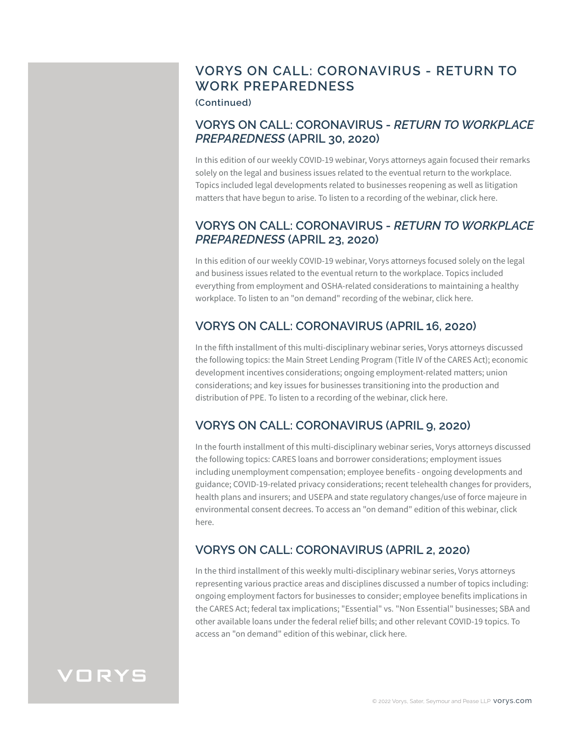## VORYS ON CALL: CORONAVIRUS - RETURN TO WORK PREPAREDNESS

**(Continued)**

### VORYS ON CALL: CORONAVIRUS - *RETURN TO WORKPLACE PREPAREDNESS* (APRIL 30, 2020)

In this edition of our weekly COVID-19 webinar, Vorys attorneys again focused their remarks solely on the legal and business issues related to the eventual return to the workplace. Topics included legal developments related to businesses reopening as well as litigation matters that have begun to arise. To listen to a recording of the webinar, click here.

### VORYS ON CALL: CORONAVIRUS - *RETURN TO WORKPLACE PREPAREDNESS* (APRIL 23, 2020)

In this edition of our weekly COVID-19 webinar, Vorys attorneys focused solely on the legal and business issues related to the eventual return to the workplace. Topics included everything from employment and OSHA-related considerations to maintaining a healthy workplace. To listen to an "on demand" recording of the webinar, click here.

### VORYS ON CALL: CORONAVIRUS (APRIL 16, 2020)

In the fifth installment of this multi-disciplinary webinar series, Vorys attorneys discussed the following topics: the Main Street Lending Program (Title IV of the CARES Act); economic development incentives considerations; ongoing employment-related matters; union considerations; and key issues for businesses transitioning into the production and distribution of PPE. To listen to a recording of the webinar, click here.

### VORYS ON CALL: CORONAVIRUS (APRIL 9, 2020)

In the fourth installment of this multi-disciplinary webinar series, Vorys attorneys discussed the following topics: CARES loans and borrower considerations; employment issues including unemployment compensation; employee benefits - ongoing developments and guidance; COVID-19-related privacy considerations; recent telehealth changes for providers, health plans and insurers; and USEPA and state regulatory changes/use of force majeure in environmental consent decrees. To access an "on demand" edition of this webinar, click here.

### VORYS ON CALL: CORONAVIRUS (APRIL 2, 2020)

In the third installment of this weekly multi-disciplinary webinar series, Vorys attorneys representing various practice areas and disciplines discussed a number of topics including: ongoing employment factors for businesses to consider; employee benefits implications in the CARES Act; federal tax implications; "Essential" vs. "Non Essential" businesses; SBA and other available loans under the federal relief bills; and other relevant COVID-19 topics. To access an "on demand" edition of this webinar, click here.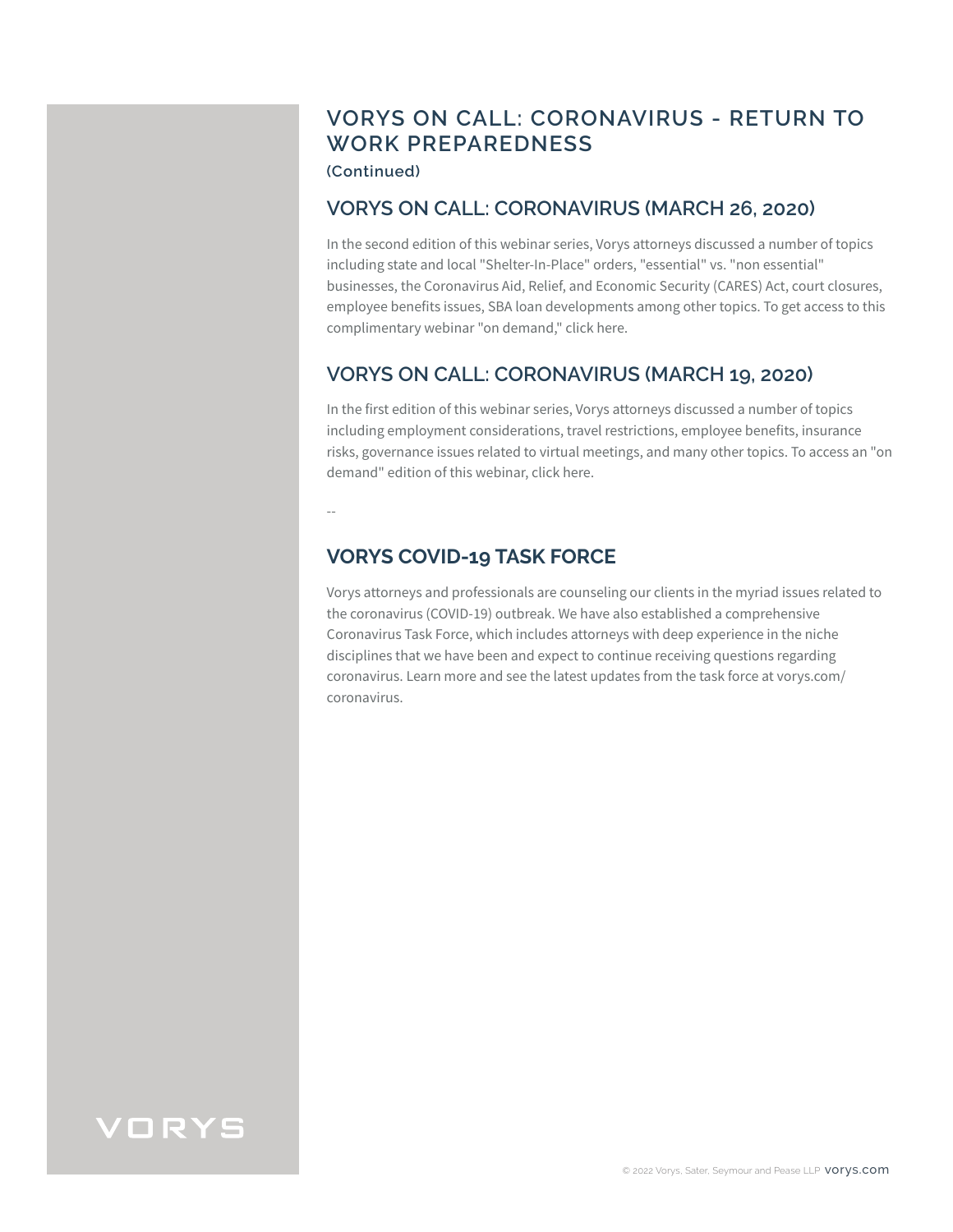# VORYS ON CALL: CORONAVIRUS - RETURN TO WORK PREPAREDNESS

**(Continued)**

## VORYS ON CALL: CORONAVIRUS (MARCH 26, 2020)

In the second edition of this webinar series, Vorys attorneys discussed a number of topics including state and local "Shelter-In-Place" orders, "essential" vs. "non essential" businesses, the Coronavirus Aid, Relief, and Economic Security (CARES) Act, court closures, employee benefits issues, SBA loan developments among other topics. To get access to this complimentary webinar "on demand," click here.

## VORYS ON CALL: CORONAVIRUS (MARCH 19, 2020)

In the first edition of this webinar series, Vorys attorneys discussed a number of topics including employment considerations, travel restrictions, employee benefits, insurance risks, governance issues related to virtual meetings, and many other topics. To access an "on demand" edition of this webinar, click here.

--

## VORYS COVID-19 TASK FORCE

Vorys attorneys and professionals are counseling our clients in the myriad issues related to the coronavirus (COVID-19) outbreak. We have also established a comprehensive Coronavirus Task Force, which includes attorneys with deep experience in the niche disciplines that we have been and expect to continue receiving questions regarding coronavirus. Learn more and see the latest updates from the task force at vorys.com/coronavirus.